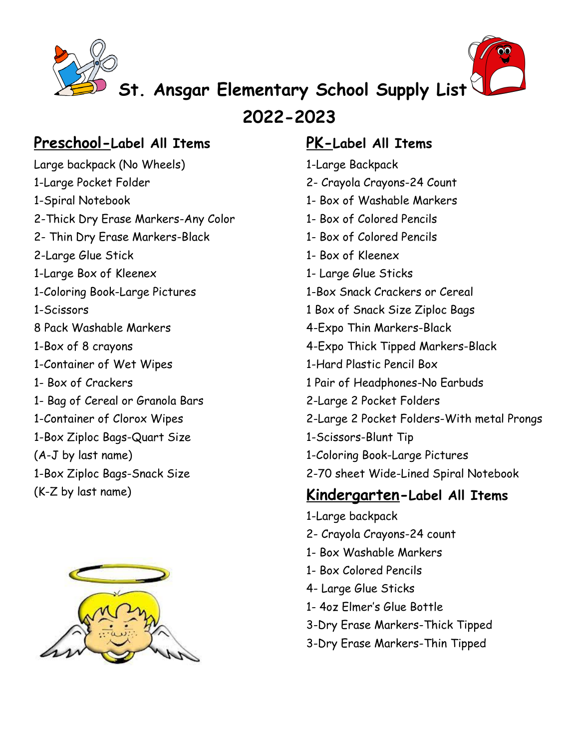# St. Ansgar Elementary School Supply List 2022-2023

## Preschool-Label All Items

Large backpack (No Wheels)
1-Large Pocket Folder
1-Spiral Notebook
2-Thick Dry Erase Markers-Any Color
2- Thin Dry Erase Markers-Black
2-Large Glue Stick
1-Large Box of Kleenex
1-Coloring Book-Large Pictures
1-Scissors
8 Pack Washable Markers
1-Box of 8 crayons
1-Container of Wet Wipes
1- Box of Crackers
1- Bag of Cereal or Granola Bars
1-Container of Clorox Wipes
1-Box Ziploc Bags-Quart Size
(A-J by last name)
1-Box Ziploc Bags-Snack Size
(K-Z by last name)

## PK-Label All Items

1-Large Backpack
2- Crayola Crayons-24 Count
1- Box of Washable Markers
1- Box of Colored Pencils
1- Box of Colored Pencils
1- Box of Kleenex
1- Large Glue Sticks
1-Box Snack Crackers or Cereal
1 Box of Snack Size Ziploc Bags
4-Expo Thin Markers-Black
4-Expo Thick Tipped Markers-Black
1-Hard Plastic Pencil Box
1 Pair of Headphones-No Earbuds
2-Large 2 Pocket Folders
2-Large 2 Pocket Folders-With metal Prongs
1-Scissors-Blunt Tip
1-Coloring Book-Large Pictures
2-70 sheet Wide-Lined Spiral Notebook

## Kindergarten-Label All Items

1-Large backpack
2- Crayola Crayons-24 count
1- Box Washable Markers
1- Box Colored Pencils
4- Large Glue Sticks
1- 4oz Elmer's Glue Bottle
3-Dry Erase Markers-Thick Tipped
3-Dry Erase Markers-Thin Tipped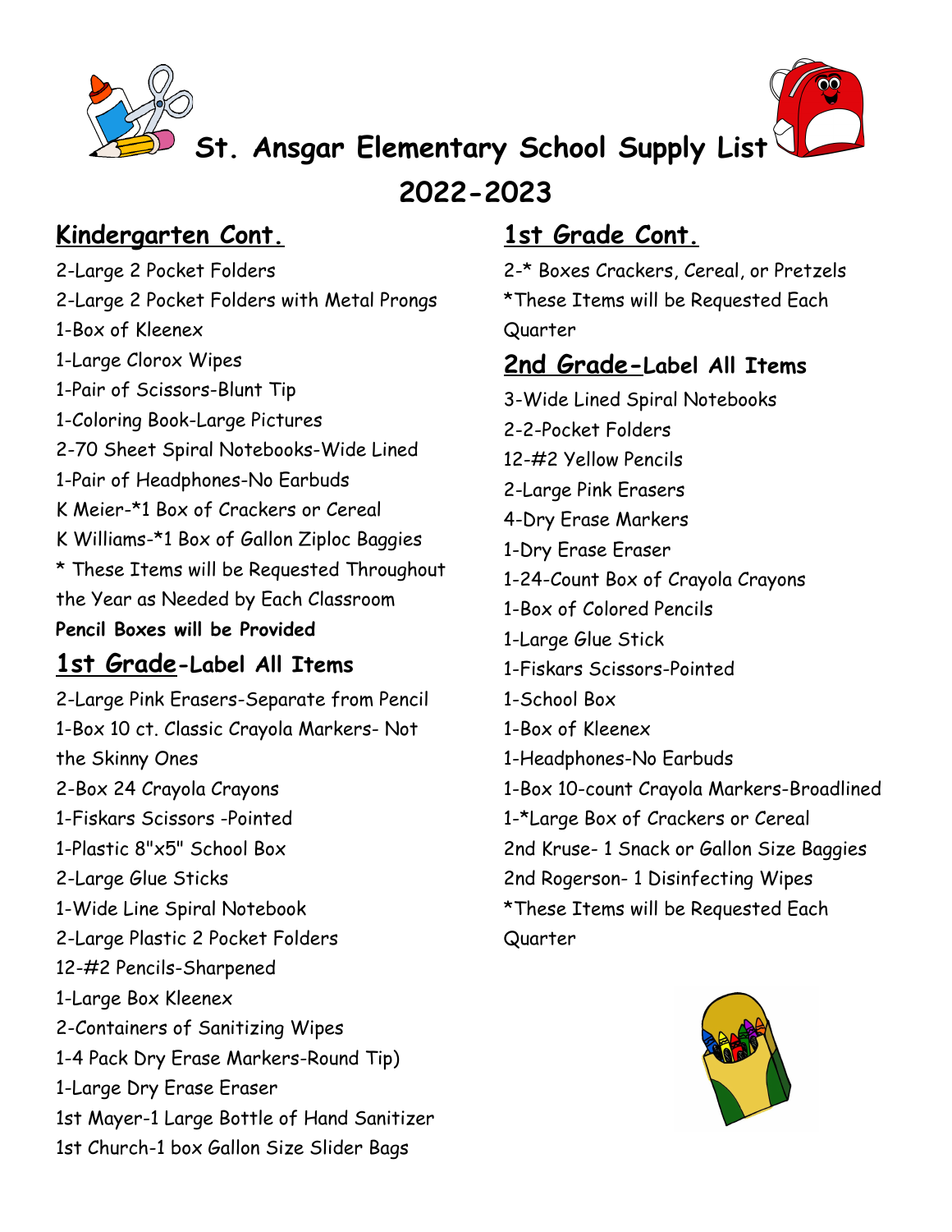# St. Ansgar Elementary School Supply List 2022-2023

## Kindergarten Cont.

2-Large 2 Pocket Folders
2-Large 2 Pocket Folders with Metal Prongs
1-Box of Kleenex
1-Large Clorox Wipes
1-Pair of Scissors-Blunt Tip
1-Coloring Book-Large Pictures
2-70 Sheet Spiral Notebooks-Wide Lined
1-Pair of Headphones-No Earbuds
K Meier-*1 Box of Crackers or Cereal
K Williams-*1 Box of Gallon Ziploc Baggies
* These Items will be Requested Throughout the Year as Needed by Each Classroom

**Pencil Boxes will be Provided**

## 1st Grade-Label All Items

2-Large Pink Erasers-Separate from Pencil
1-Box 10 ct. Classic Crayola Markers- Not the Skinny Ones
2-Box 24 Crayola Crayons
1-Fiskars Scissors -Pointed
1-Plastic 8"x5" School Box
2-Large Glue Sticks
1-Wide Line Spiral Notebook
2-Large Plastic 2 Pocket Folders
12-#2 Pencils-Sharpened
1-Large Box Kleenex
2-Containers of Sanitizing Wipes
1-4 Pack Dry Erase Markers-Round Tip)
1-Large Dry Erase Eraser
1st Mayer-1 Large Bottle of Hand Sanitizer
1st Church-1 box Gallon Size Slider Bags

## 1st Grade Cont.

2-* Boxes Crackers, Cereal, or Pretzels
*These Items will be Requested Each Quarter

## 2nd Grade-Label All Items

3-Wide Lined Spiral Notebooks
2-2-Pocket Folders
12-#2 Yellow Pencils
2-Large Pink Erasers
4-Dry Erase Markers
1-Dry Erase Eraser
1-24-Count Box of Crayola Crayons
1-Box of Colored Pencils
1-Large Glue Stick
1-Fiskars Scissors-Pointed
1-School Box
1-Box of Kleenex
1-Headphones-No Earbuds
1-Box 10-count Crayola Markers-Broadlined
1-*Large Box of Crackers or Cereal
2nd Kruse- 1 Snack or Gallon Size Baggies
2nd Rogerson- 1 Disinfecting Wipes
*These Items will be Requested Each Quarter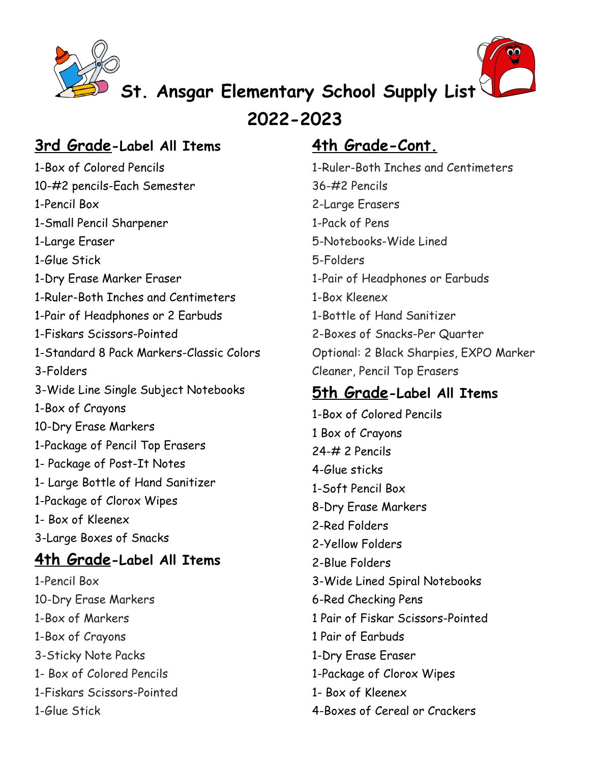# St. Ansgar Elementary School Supply List 2022-2023

## 3rd Grade-Label All Items

1-Box of Colored Pencils
10-#2 pencils-Each Semester
1-Pencil Box
1-Small Pencil Sharpener
1-Large Eraser
1-Glue Stick
1-Dry Erase Marker Eraser
1-Ruler-Both Inches and Centimeters
1-Pair of Headphones or 2 Earbuds
1-Fiskars Scissors-Pointed
1-Standard 8 Pack Markers-Classic Colors
3-Folders
3-Wide Line Single Subject Notebooks
1-Box of Crayons
10-Dry Erase Markers
1-Package of Pencil Top Erasers
1- Package of Post-It Notes
1- Large Bottle of Hand Sanitizer
1-Package of Clorox Wipes
1- Box of Kleenex
3-Large Boxes of Snacks

## 4th Grade-Label All Items

1-Pencil Box
10-Dry Erase Markers
1-Box of Markers
1-Box of Crayons
3-Sticky Note Packs
1- Box of Colored Pencils
1-Fiskars Scissors-Pointed
1-Glue Stick

## 4th Grade-Cont.

1-Ruler-Both Inches and Centimeters
36-#2 Pencils
2-Large Erasers
1-Pack of Pens
5-Notebooks-Wide Lined
5-Folders
1-Pair of Headphones or Earbuds
1-Box Kleenex
1-Bottle of Hand Sanitizer
2-Boxes of Snacks-Per Quarter
Optional: 2 Black Sharpies, EXPO Marker Cleaner, Pencil Top Erasers

## 5th Grade-Label All Items

1-Box of Colored Pencils
1 Box of Crayons
24-# 2 Pencils
4-Glue sticks
1-Soft Pencil Box
8-Dry Erase Markers
2-Red Folders
2-Yellow Folders
2-Blue Folders
3-Wide Lined Spiral Notebooks
6-Red Checking Pens
1 Pair of Fiskar Scissors-Pointed
1 Pair of Earbuds
1-Dry Erase Eraser
1-Package of Clorox Wipes
1- Box of Kleenex
4-Boxes of Cereal or Crackers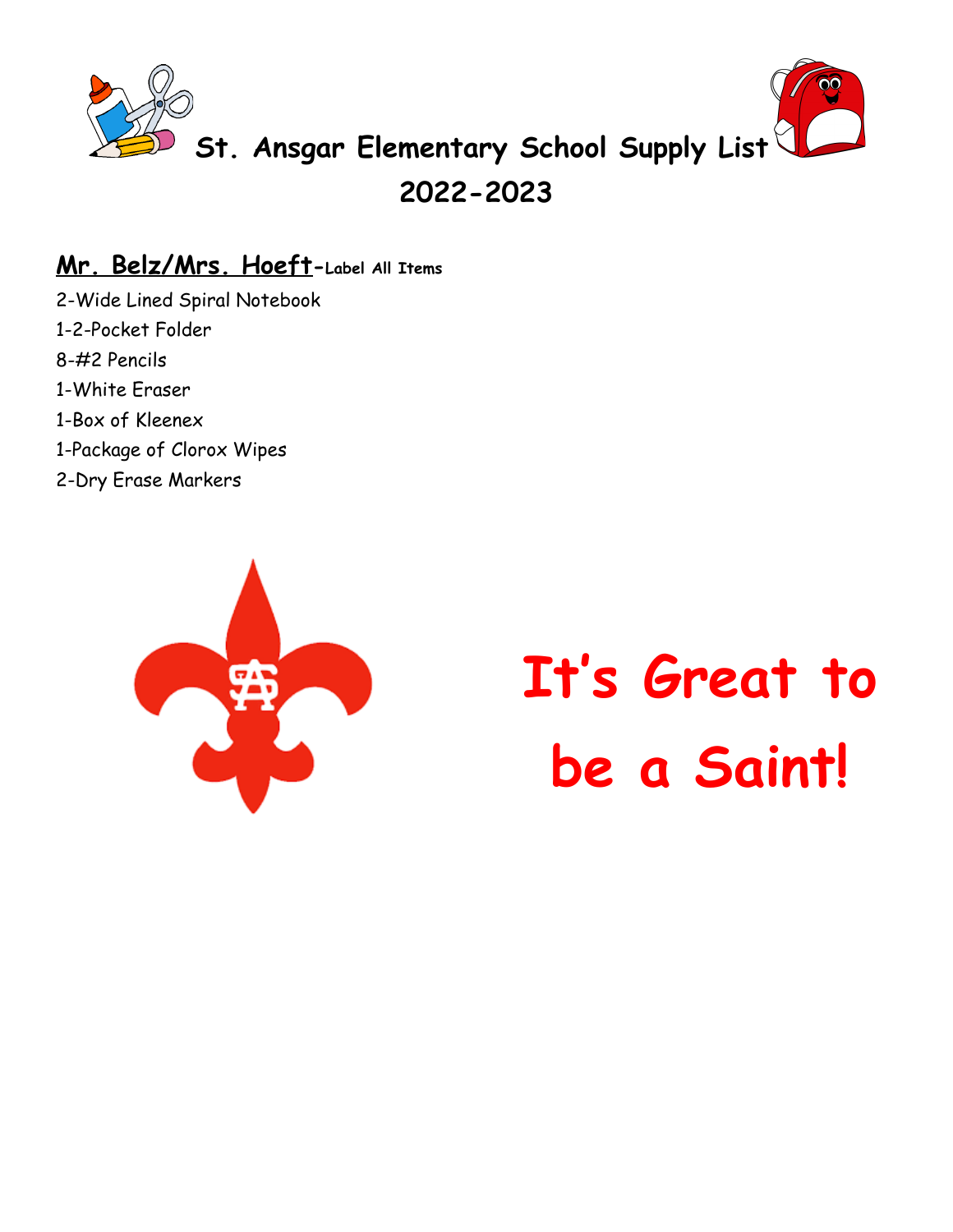# St. Ansgar Elementary School Supply List 2022-2023

**Mr. Belz/Mrs. Hoeft**-**Label All Items**

2-Wide Lined Spiral Notebook
1-2-Pocket Folder
8-#2 Pencils
1-White Eraser
1-Box of Kleenex
1-Package of Clorox Wipes
2-Dry Erase Markers

**It's Great to be a Saint!**